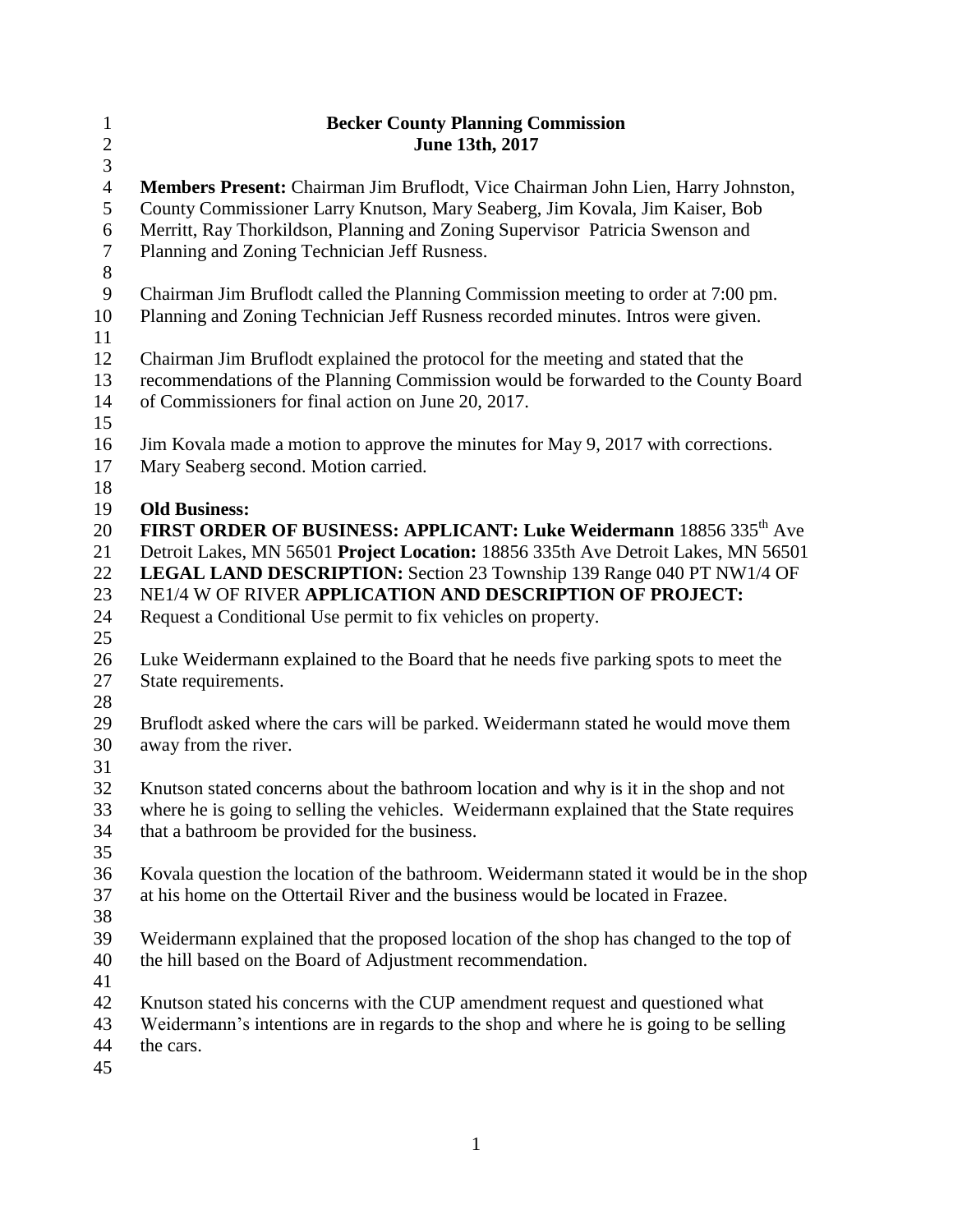# Becker County Planning Commission
## June 13th, 2017

**Members Present:** Chairman Jim Bruflodt, Vice Chairman John Lien, Harry Johnston, County Commissioner Larry Knutson, Mary Seaberg, Jim Kovala, Jim Kaiser, Bob Merritt, Ray Thorkildson, Planning and Zoning Supervisor Patricia Swenson and Planning and Zoning Technician Jeff Rusness.

Chairman Jim Bruflodt called the Planning Commission meeting to order at 7:00 pm. Planning and Zoning Technician Jeff Rusness recorded minutes. Intros were given.

Chairman Jim Bruflodt explained the protocol for the meeting and stated that the recommendations of the Planning Commission would be forwarded to the County Board of Commissioners for final action on June 20, 2017.

Jim Kovala made a motion to approve the minutes for May 9, 2017 with corrections. Mary Seaberg second. Motion carried.

**Old Business:**

**FIRST ORDER OF BUSINESS: APPLICANT: Luke Weidermann** 18856 335th Ave Detroit Lakes, MN 56501 **Project Location:** 18856 335th Ave Detroit Lakes, MN 56501 **LEGAL LAND DESCRIPTION:** Section 23 Township 139 Range 040 PT NW1/4 OF NE1/4 W OF RIVER **APPLICATION AND DESCRIPTION OF PROJECT:** Request a Conditional Use permit to fix vehicles on property.

Luke Weidermann explained to the Board that he needs five parking spots to meet the State requirements.

Bruflodt asked where the cars will be parked. Weidermann stated he would move them away from the river.

Knutson stated concerns about the bathroom location and why is it in the shop and not where he is going to selling the vehicles. Weidermann explained that the State requires that a bathroom be provided for the business.

Kovala question the location of the bathroom. Weidermann stated it would be in the shop at his home on the Ottertail River and the business would be located in Frazee.

Weidermann explained that the proposed location of the shop has changed to the top of the hill based on the Board of Adjustment recommendation.

Knutson stated his concerns with the CUP amendment request and questioned what Weidermann's intentions are in regards to the shop and where he is going to be selling the cars.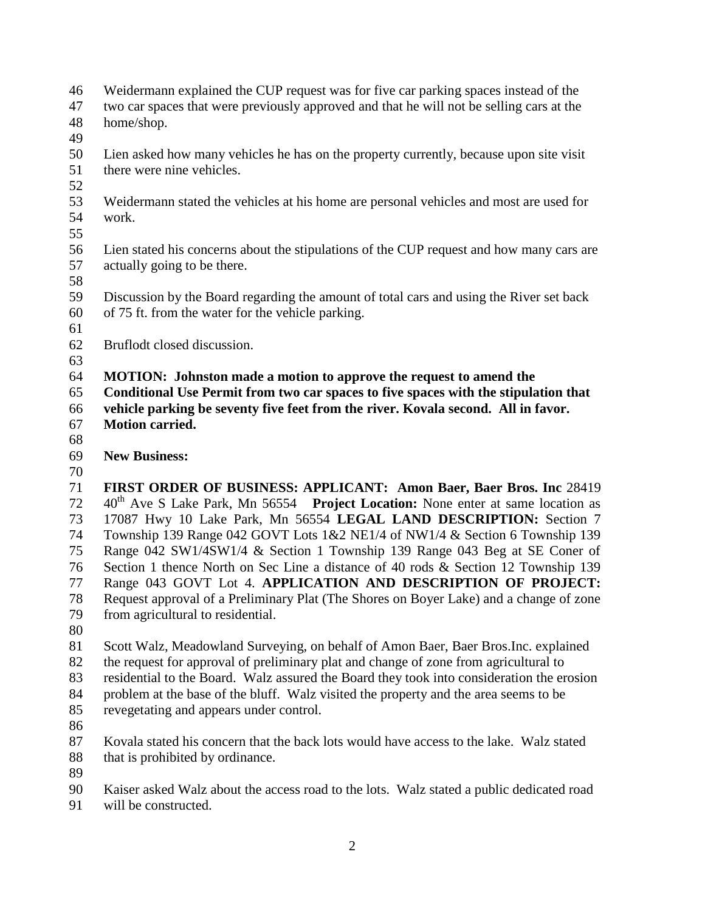Weidermann explained the CUP request was for five car parking spaces instead of the two car spaces that were previously approved and that he will not be selling cars at the home/shop.

Lien asked how many vehicles he has on the property currently, because upon site visit there were nine vehicles.

Weidermann stated the vehicles at his home are personal vehicles and most are used for work.

Lien stated his concerns about the stipulations of the CUP request and how many cars are actually going to be there.

Discussion by the Board regarding the amount of total cars and using the River set back of 75 ft. from the water for the vehicle parking.

Bruflodt closed discussion.

**MOTION: Johnston made a motion to approve the request to amend the Conditional Use Permit from two car spaces to five spaces with the stipulation that vehicle parking be seventy five feet from the river. Kovala second. All in favor. Motion carried.**

**New Business:**

**FIRST ORDER OF BUSINESS: APPLICANT: Amon Baer, Baer Bros. Inc** 28419 40th Ave S Lake Park, Mn 56554 **Project Location:** None enter at same location as 17087 Hwy 10 Lake Park, Mn 56554 **LEGAL LAND DESCRIPTION:** Section 7 Township 139 Range 042 GOVT Lots 1&2 NE1/4 of NW1/4 & Section 6 Township 139 Range 042 SW1/4SW1/4 & Section 1 Township 139 Range 043 Beg at SE Coner of Section 1 thence North on Sec Line a distance of 40 rods & Section 12 Township 139 Range 043 GOVT Lot 4. **APPLICATION AND DESCRIPTION OF PROJECT:** Request approval of a Preliminary Plat (The Shores on Boyer Lake) and a change of zone from agricultural to residential.

Scott Walz, Meadowland Surveying, on behalf of Amon Baer, Baer Bros.Inc. explained the request for approval of preliminary plat and change of zone from agricultural to residential to the Board. Walz assured the Board they took into consideration the erosion problem at the base of the bluff. Walz visited the property and the area seems to be revegetating and appears under control.

Kovala stated his concern that the back lots would have access to the lake. Walz stated that is prohibited by ordinance.

Kaiser asked Walz about the access road to the lots. Walz stated a public dedicated road will be constructed.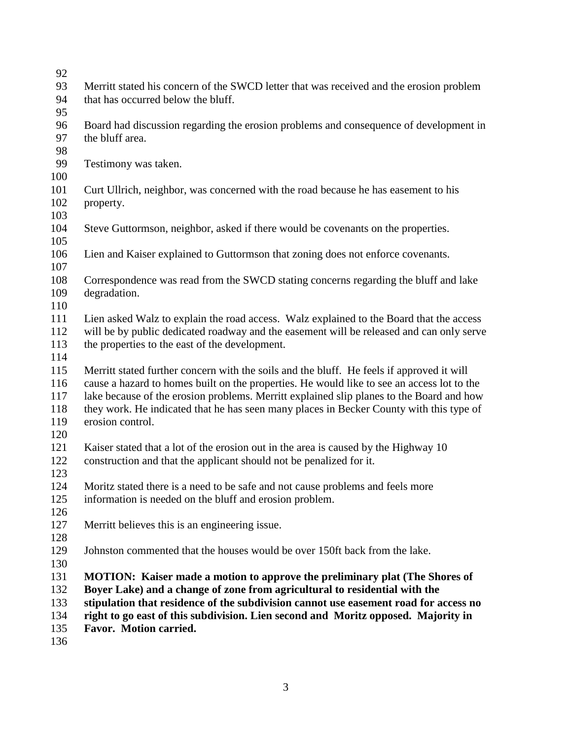Merritt stated his concern of the SWCD letter that was received and the erosion problem that has occurred below the bluff.

Board had discussion regarding the erosion problems and consequence of development in the bluff area.

Testimony was taken.

Curt Ullrich, neighbor, was concerned with the road because he has easement to his property.

Steve Guttormson, neighbor, asked if there would be covenants on the properties.

Lien and Kaiser explained to Guttormson that zoning does not enforce covenants.

Correspondence was read from the SWCD stating concerns regarding the bluff and lake degradation.

Lien asked Walz to explain the road access. Walz explained to the Board that the access will be by public dedicated roadway and the easement will be released and can only serve the properties to the east of the development.

Merritt stated further concern with the soils and the bluff. He feels if approved it will cause a hazard to homes built on the properties. He would like to see an access lot to the lake because of the erosion problems. Merritt explained slip planes to the Board and how they work. He indicated that he has seen many places in Becker County with this type of erosion control.

Kaiser stated that a lot of the erosion out in the area is caused by the Highway 10 construction and that the applicant should not be penalized for it.

Moritz stated there is a need to be safe and not cause problems and feels more information is needed on the bluff and erosion problem.

Merritt believes this is an engineering issue.

Johnston commented that the houses would be over 150ft back from the lake.

**MOTION: Kaiser made a motion to approve the preliminary plat (The Shores of Boyer Lake) and a change of zone from agricultural to residential with the stipulation that residence of the subdivision cannot use easement road for access no right to go east of this subdivision. Lien second and Moritz opposed. Majority in Favor. Motion carried.**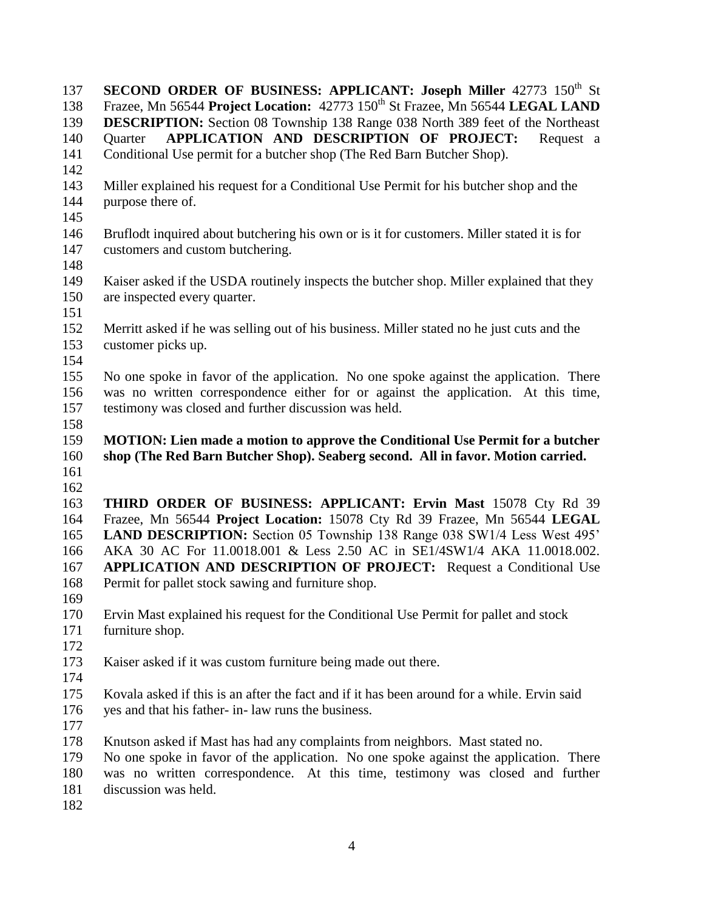**SECOND ORDER OF BUSINESS: APPLICANT: Joseph Miller** 42773 150th St Frazee, Mn 56544 **Project Location:** 42773 150th St Frazee, Mn 56544 **LEGAL LAND DESCRIPTION:** Section 08 Township 138 Range 038 North 389 feet of the Northeast Quarter **APPLICATION AND DESCRIPTION OF PROJECT:** Request a Conditional Use permit for a butcher shop (The Red Barn Butcher Shop).

Miller explained his request for a Conditional Use Permit for his butcher shop and the purpose there of.

Bruflodt inquired about butchering his own or is it for customers. Miller stated it is for customers and custom butchering.

Kaiser asked if the USDA routinely inspects the butcher shop. Miller explained that they are inspected every quarter.

Merritt asked if he was selling out of his business. Miller stated no he just cuts and the customer picks up.

No one spoke in favor of the application. No one spoke against the application. There was no written correspondence either for or against the application. At this time, testimony was closed and further discussion was held.

**MOTION: Lien made a motion to approve the Conditional Use Permit for a butcher shop (The Red Barn Butcher Shop). Seaberg second. All in favor. Motion carried.**

**THIRD ORDER OF BUSINESS: APPLICANT: Ervin Mast** 15078 Cty Rd 39 Frazee, Mn 56544 **Project Location:** 15078 Cty Rd 39 Frazee, Mn 56544 **LEGAL LAND DESCRIPTION:** Section 05 Township 138 Range 038 SW1/4 Less West 495' AKA 30 AC For 11.0018.001 & Less 2.50 AC in SE1/4SW1/4 AKA 11.0018.002. **APPLICATION AND DESCRIPTION OF PROJECT:** Request a Conditional Use Permit for pallet stock sawing and furniture shop.

Ervin Mast explained his request for the Conditional Use Permit for pallet and stock furniture shop.

Kaiser asked if it was custom furniture being made out there.

Kovala asked if this is an after the fact and if it has been around for a while. Ervin said yes and that his father- in- law runs the business.

Knutson asked if Mast has had any complaints from neighbors. Mast stated no.
No one spoke in favor of the application. No one spoke against the application. There was no written correspondence. At this time, testimony was closed and further discussion was held.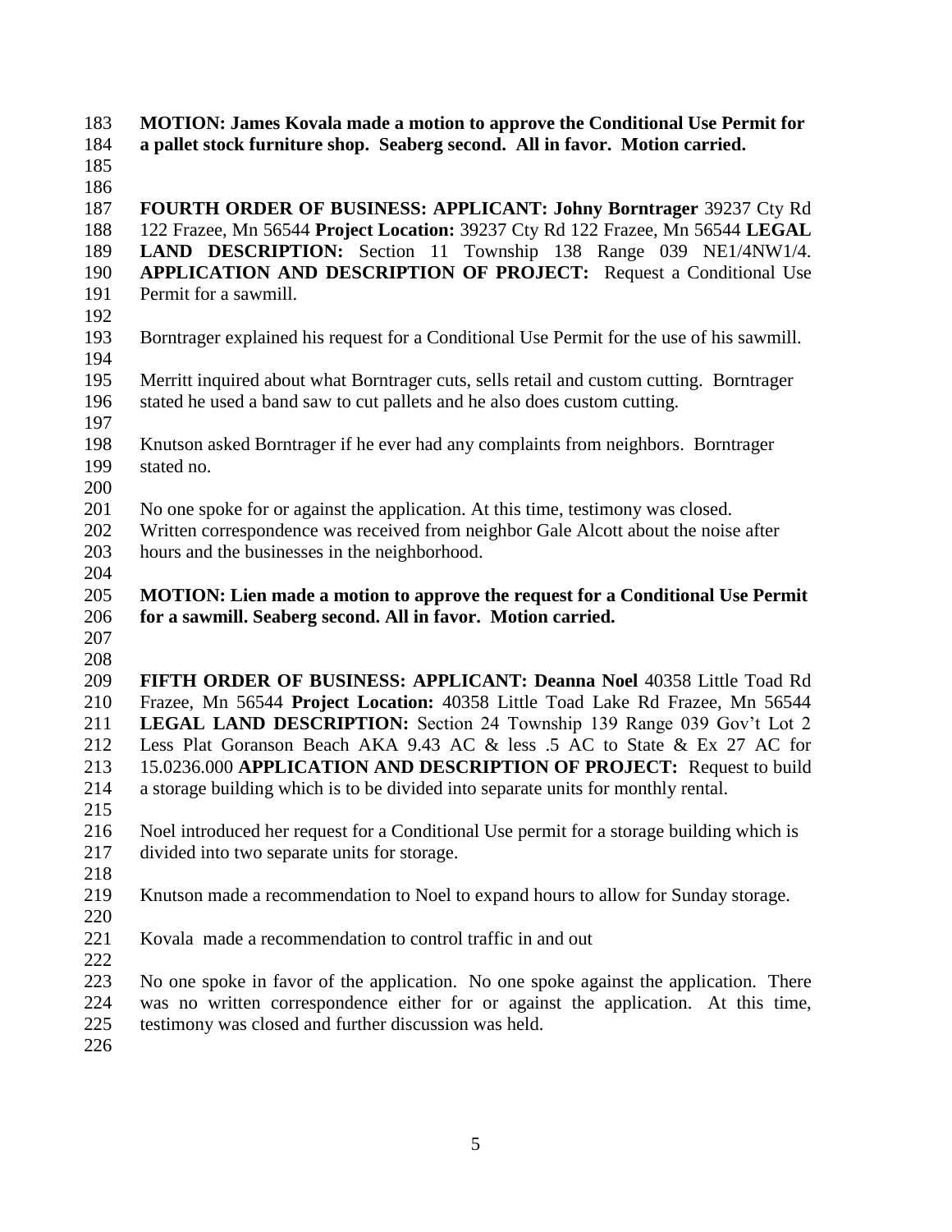**MOTION: James Kovala made a motion to approve the Conditional Use Permit for a pallet stock furniture shop. Seaberg second. All in favor. Motion carried.**

**FOURTH ORDER OF BUSINESS: APPLICANT: Johny Borntrager** 39237 Cty Rd 122 Frazee, Mn 56544 **Project Location:** 39237 Cty Rd 122 Frazee, Mn 56544 **LEGAL LAND DESCRIPTION:** Section 11 Township 138 Range 039 NE1/4NW1/4. **APPLICATION AND DESCRIPTION OF PROJECT:** Request a Conditional Use Permit for a sawmill.

Borntrager explained his request for a Conditional Use Permit for the use of his sawmill.

Merritt inquired about what Borntrager cuts, sells retail and custom cutting. Borntrager stated he used a band saw to cut pallets and he also does custom cutting.

Knutson asked Borntrager if he ever had any complaints from neighbors. Borntrager stated no.

No one spoke for or against the application. At this time, testimony was closed. Written correspondence was received from neighbor Gale Alcott about the noise after hours and the businesses in the neighborhood.

**MOTION: Lien made a motion to approve the request for a Conditional Use Permit for a sawmill. Seaberg second. All in favor. Motion carried.**

**FIFTH ORDER OF BUSINESS: APPLICANT: Deanna Noel** 40358 Little Toad Rd Frazee, Mn 56544 **Project Location:** 40358 Little Toad Lake Rd Frazee, Mn 56544 **LEGAL LAND DESCRIPTION:** Section 24 Township 139 Range 039 Gov't Lot 2 Less Plat Goranson Beach AKA 9.43 AC & less .5 AC to State & Ex 27 AC for 15.0236.000 **APPLICATION AND DESCRIPTION OF PROJECT:** Request to build a storage building which is to be divided into separate units for monthly rental.

Noel introduced her request for a Conditional Use permit for a storage building which is divided into two separate units for storage.

Knutson made a recommendation to Noel to expand hours to allow for Sunday storage.

Kovala made a recommendation to control traffic in and out

No one spoke in favor of the application. No one spoke against the application. There was no written correspondence either for or against the application. At this time, testimony was closed and further discussion was held.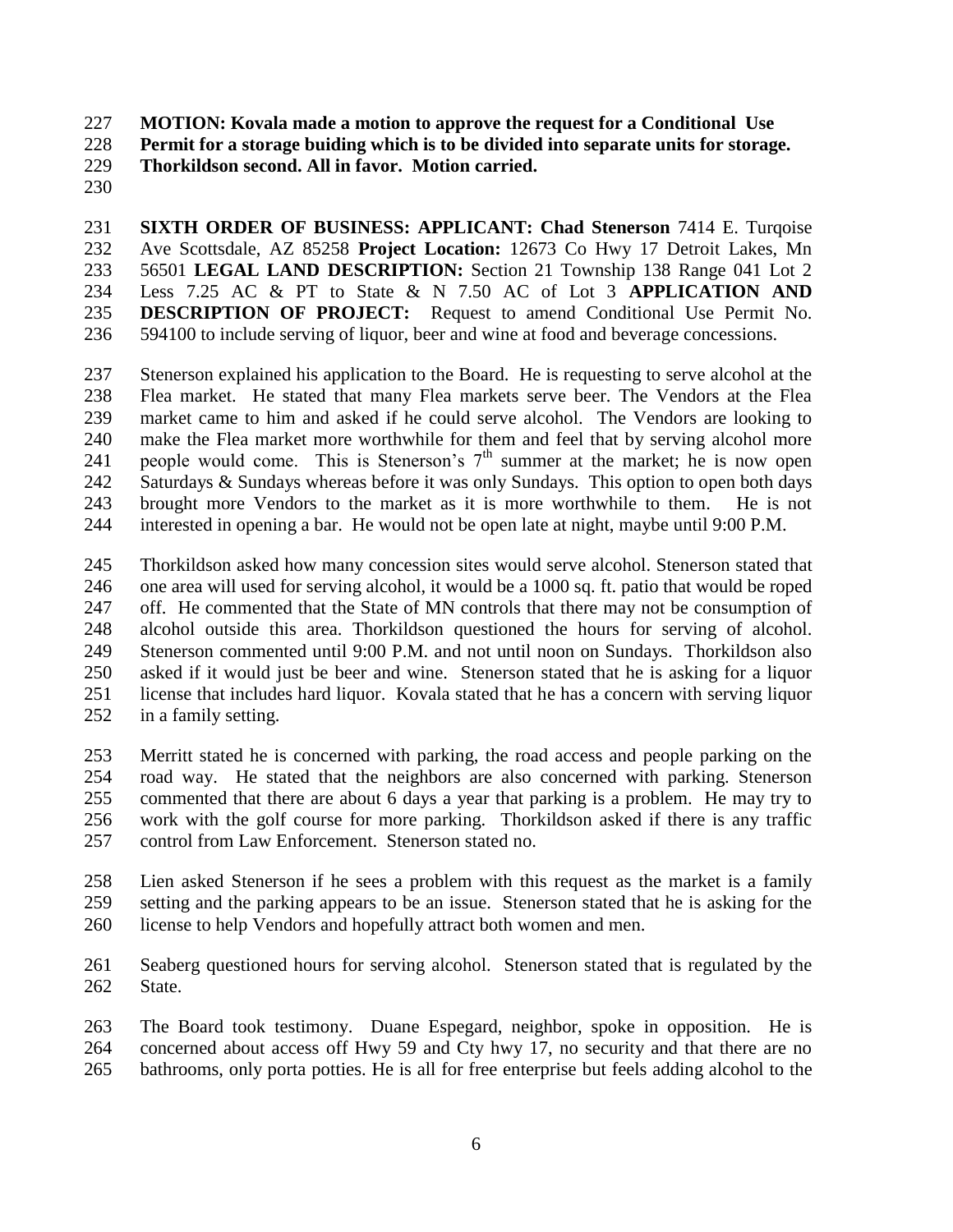**MOTION: Kovala made a motion to approve the request for a Conditional Use Permit for a storage buiding which is to be divided into separate units for storage. Thorkildson second. All in favor. Motion carried.**

**SIXTH ORDER OF BUSINESS: APPLICANT: Chad Stenerson** 7414 E. Turqoise Ave Scottsdale, AZ 85258 **Project Location:** 12673 Co Hwy 17 Detroit Lakes, Mn 56501 **LEGAL LAND DESCRIPTION:** Section 21 Township 138 Range 041 Lot 2 Less 7.25 AC & PT to State & N 7.50 AC of Lot 3 **APPLICATION AND DESCRIPTION OF PROJECT:** Request to amend Conditional Use Permit No. 594100 to include serving of liquor, beer and wine at food and beverage concessions.

Stenerson explained his application to the Board. He is requesting to serve alcohol at the Flea market. He stated that many Flea markets serve beer. The Vendors at the Flea market came to him and asked if he could serve alcohol. The Vendors are looking to make the Flea market more worthwhile for them and feel that by serving alcohol more people would come. This is Stenerson's 7th summer at the market; he is now open Saturdays & Sundays whereas before it was only Sundays. This option to open both days brought more Vendors to the market as it is more worthwhile to them. He is not interested in opening a bar. He would not be open late at night, maybe until 9:00 P.M.

Thorkildson asked how many concession sites would serve alcohol. Stenerson stated that one area will used for serving alcohol, it would be a 1000 sq. ft. patio that would be roped off. He commented that the State of MN controls that there may not be consumption of alcohol outside this area. Thorkildson questioned the hours for serving of alcohol. Stenerson commented until 9:00 P.M. and not until noon on Sundays. Thorkildson also asked if it would just be beer and wine. Stenerson stated that he is asking for a liquor license that includes hard liquor. Kovala stated that he has a concern with serving liquor in a family setting.

Merritt stated he is concerned with parking, the road access and people parking on the road way. He stated that the neighbors are also concerned with parking. Stenerson commented that there are about 6 days a year that parking is a problem. He may try to work with the golf course for more parking. Thorkildson asked if there is any traffic control from Law Enforcement. Stenerson stated no.

Lien asked Stenerson if he sees a problem with this request as the market is a family setting and the parking appears to be an issue. Stenerson stated that he is asking for the license to help Vendors and hopefully attract both women and men.

Seaberg questioned hours for serving alcohol. Stenerson stated that is regulated by the State.

The Board took testimony. Duane Espegard, neighbor, spoke in opposition. He is concerned about access off Hwy 59 and Cty hwy 17, no security and that there are no bathrooms, only porta potties. He is all for free enterprise but feels adding alcohol to the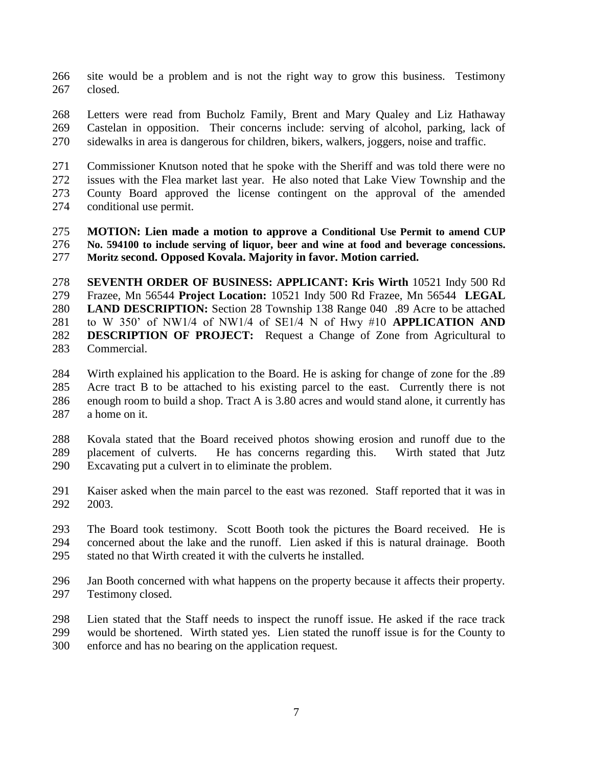site would be a problem and is not the right way to grow this business. Testimony closed.

Letters were read from Bucholz Family, Brent and Mary Qualey and Liz Hathaway Castelan in opposition. Their concerns include: serving of alcohol, parking, lack of sidewalks in area is dangerous for children, bikers, walkers, joggers, noise and traffic.

Commissioner Knutson noted that he spoke with the Sheriff and was told there were no issues with the Flea market last year. He also noted that Lake View Township and the County Board approved the license contingent on the approval of the amended conditional use permit.

**MOTION: Lien made a motion to approve a Conditional Use Permit to amend CUP No. 594100 to include serving of liquor, beer and wine at food and beverage concessions. Moritz second. Opposed Kovala. Majority in favor. Motion carried.**

**SEVENTH ORDER OF BUSINESS: APPLICANT: Kris Wirth** 10521 Indy 500 Rd Frazee, Mn 56544 **Project Location:** 10521 Indy 500 Rd Frazee, Mn 56544 **LEGAL LAND DESCRIPTION:** Section 28 Township 138 Range 040 .89 Acre to be attached to W 350' of NW1/4 of NW1/4 of SE1/4 N of Hwy #10 **APPLICATION AND DESCRIPTION OF PROJECT:** Request a Change of Zone from Agricultural to Commercial.

Wirth explained his application to the Board. He is asking for change of zone for the .89 Acre tract B to be attached to his existing parcel to the east. Currently there is not enough room to build a shop. Tract A is 3.80 acres and would stand alone, it currently has a home on it.

Kovala stated that the Board received photos showing erosion and runoff due to the placement of culverts. He has concerns regarding this. Wirth stated that Jutz Excavating put a culvert in to eliminate the problem.

Kaiser asked when the main parcel to the east was rezoned. Staff reported that it was in 2003.

The Board took testimony. Scott Booth took the pictures the Board received. He is concerned about the lake and the runoff. Lien asked if this is natural drainage. Booth stated no that Wirth created it with the culverts he installed.

Jan Booth concerned with what happens on the property because it affects their property. Testimony closed.

Lien stated that the Staff needs to inspect the runoff issue. He asked if the race track would be shortened. Wirth stated yes. Lien stated the runoff issue is for the County to enforce and has no bearing on the application request.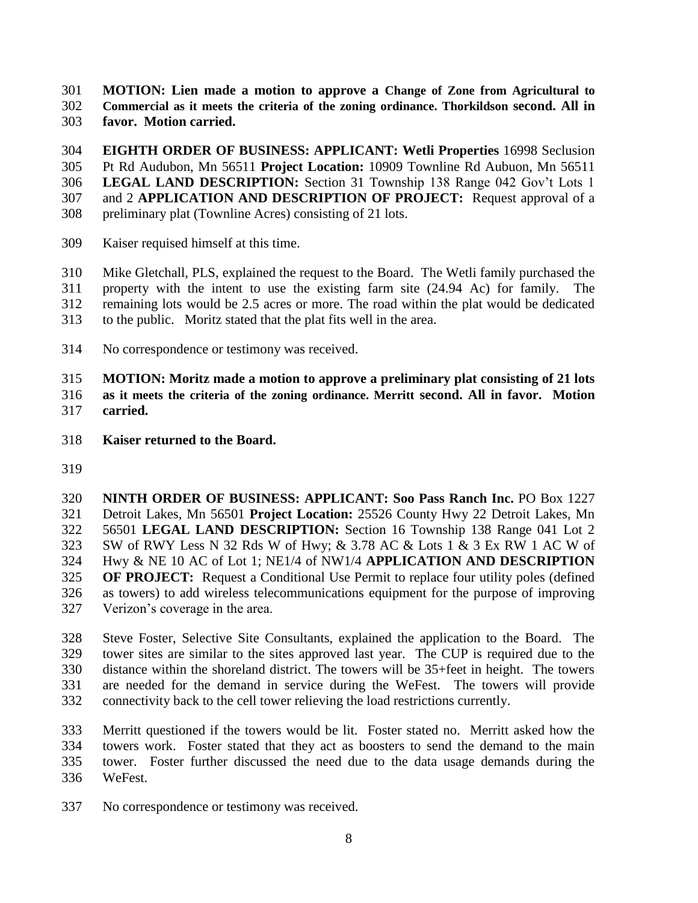**MOTION: Lien made a motion to approve a Change of Zone from Agricultural to Commercial as it meets the criteria of the zoning ordinance. Thorkildson second. All in favor. Motion carried.**

**EIGHTH ORDER OF BUSINESS: APPLICANT: Wetli Properties** 16998 Seclusion Pt Rd Audubon, Mn 56511 **Project Location:** 10909 Townline Rd Aubuon, Mn 56511 **LEGAL LAND DESCRIPTION:** Section 31 Township 138 Range 042 Gov't Lots 1 and 2 **APPLICATION AND DESCRIPTION OF PROJECT:** Request approval of a preliminary plat (Townline Acres) consisting of 21 lots.

Kaiser requised himself at this time.

Mike Gletchall, PLS, explained the request to the Board. The Wetli family purchased the property with the intent to use the existing farm site (24.94 Ac) for family. The remaining lots would be 2.5 acres or more. The road within the plat would be dedicated to the public. Moritz stated that the plat fits well in the area.

No correspondence or testimony was received.

**MOTION: Moritz made a motion to approve a preliminary plat consisting of 21 lots as it meets the criteria of the zoning ordinance. Merritt second. All in favor. Motion carried.**

**Kaiser returned to the Board.**

**NINTH ORDER OF BUSINESS: APPLICANT: Soo Pass Ranch Inc.** PO Box 1227 Detroit Lakes, Mn 56501 **Project Location:** 25526 County Hwy 22 Detroit Lakes, Mn 56501 **LEGAL LAND DESCRIPTION:** Section 16 Township 138 Range 041 Lot 2 SW of RWY Less N 32 Rds W of Hwy; & 3.78 AC & Lots 1 & 3 Ex RW 1 AC W of Hwy & NE 10 AC of Lot 1; NE1/4 of NW1/4 **APPLICATION AND DESCRIPTION OF PROJECT:** Request a Conditional Use Permit to replace four utility poles (defined as towers) to add wireless telecommunications equipment for the purpose of improving Verizon's coverage in the area.

Steve Foster, Selective Site Consultants, explained the application to the Board. The tower sites are similar to the sites approved last year. The CUP is required due to the distance within the shoreland district. The towers will be 35+feet in height. The towers are needed for the demand in service during the WeFest. The towers will provide connectivity back to the cell tower relieving the load restrictions currently.

Merritt questioned if the towers would be lit. Foster stated no. Merritt asked how the towers work. Foster stated that they act as boosters to send the demand to the main tower. Foster further discussed the need due to the data usage demands during the WeFest.

No correspondence or testimony was received.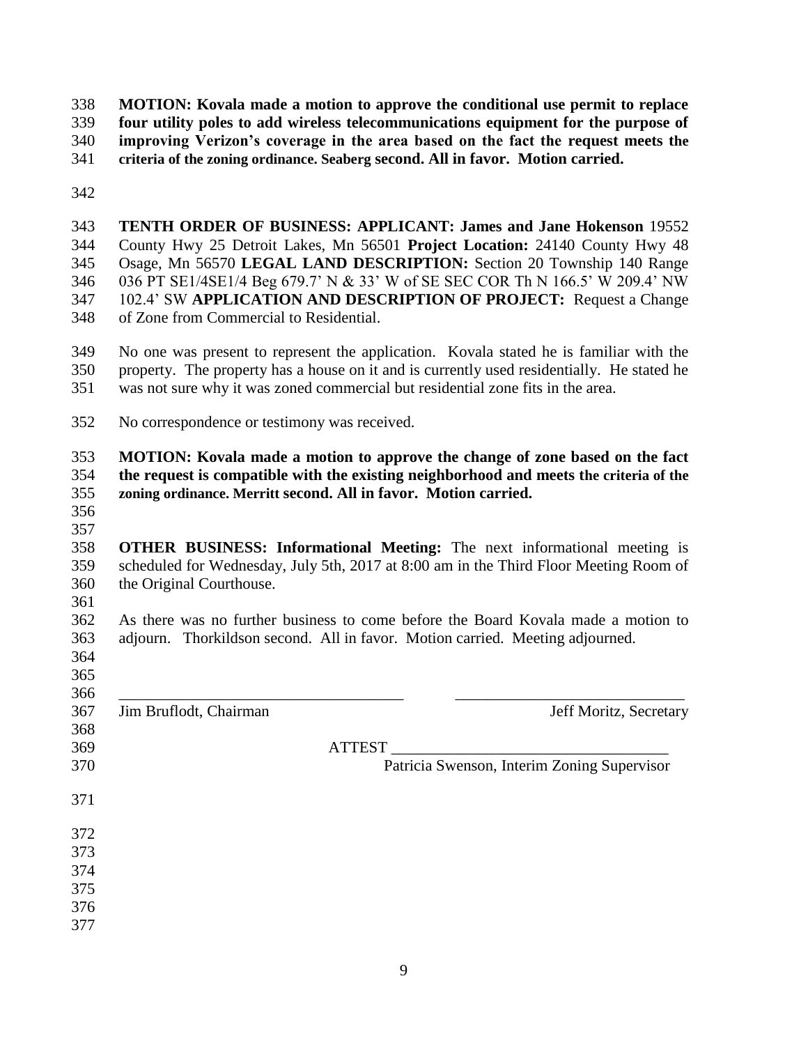**MOTION: Kovala made a motion to approve the conditional use permit to replace four utility poles to add wireless telecommunications equipment for the purpose of improving Verizon's coverage in the area based on the fact the request meets the criteria of the zoning ordinance. Seaberg second. All in favor. Motion carried.**

**TENTH ORDER OF BUSINESS: APPLICANT: James and Jane Hokenson** 19552 County Hwy 25 Detroit Lakes, Mn 56501 **Project Location:** 24140 County Hwy 48 Osage, Mn 56570 **LEGAL LAND DESCRIPTION:** Section 20 Township 140 Range 036 PT SE1/4SE1/4 Beg 679.7' N & 33' W of SE SEC COR Th N 166.5' W 209.4' NW 102.4' SW **APPLICATION AND DESCRIPTION OF PROJECT:** Request a Change of Zone from Commercial to Residential.

No one was present to represent the application. Kovala stated he is familiar with the property. The property has a house on it and is currently used residentially. He stated he was not sure why it was zoned commercial but residential zone fits in the area.

No correspondence or testimony was received.

**MOTION: Kovala made a motion to approve the change of zone based on the fact the request is compatible with the existing neighborhood and meets the criteria of the zoning ordinance. Merritt second. All in favor. Motion carried.**

**OTHER BUSINESS: Informational Meeting:** The next informational meeting is scheduled for Wednesday, July 5th, 2017 at 8:00 am in the Third Floor Meeting Room of the Original Courthouse.

As there was no further business to come before the Board Kovala made a motion to adjourn. Thorkildson second. All in favor. Motion carried. Meeting adjourned.

\_\_\_\_\_\_\_\_\_\_\_\_\_\_\_\_\_\_\_\_\_\_\_\_\_\_\_\_\_\_\_\_\_\_\_\_ \_\_\_\_\_\_\_\_\_\_\_\_\_\_\_\_\_\_\_\_\_\_\_\_\_\_\_\_\_\_

Jim Bruflodt, Chairman Jeff Moritz, Secretary

ATTEST \_\_\_\_\_\_\_\_\_\_\_\_\_\_\_\_\_\_\_\_\_\_\_\_\_\_\_\_\_\_\_\_\_\_\_

Patricia Swenson, Interim Zoning Supervisor